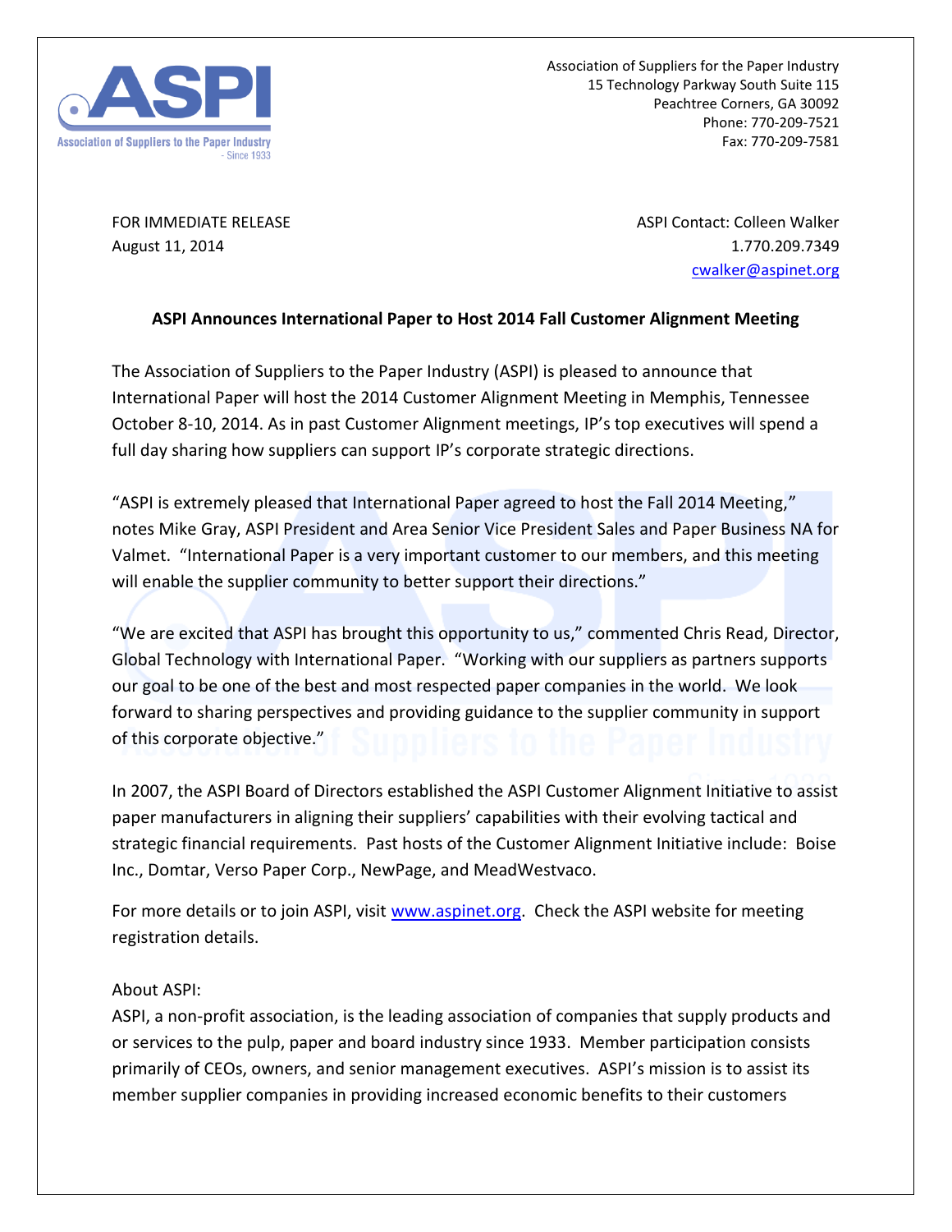Association of Suppliers for the Paper Industry
15 Technology Parkway South Suite 115
Peachtree Corners, GA 30092
Phone: 770-209-7521
Fax: 770-209-7581

FOR IMMEDIATE RELEASE
August 11, 2014

ASPI Contact: Colleen Walker
1.770.209.7349
cwalker@aspinet.org

**ASPI Announces International Paper to Host 2014 Fall Customer Alignment Meeting**

The Association of Suppliers to the Paper Industry (ASPI) is pleased to announce that International Paper will host the 2014 Customer Alignment Meeting in Memphis, Tennessee October 8-10, 2014. As in past Customer Alignment meetings, IP's top executives will spend a full day sharing how suppliers can support IP's corporate strategic directions.

"ASPI is extremely pleased that International Paper agreed to host the Fall 2014 Meeting," notes Mike Gray, ASPI President and Area Senior Vice President Sales and Paper Business NA for Valmet. "International Paper is a very important customer to our members, and this meeting will enable the supplier community to better support their directions."

"We are excited that ASPI has brought this opportunity to us," commented Chris Read, Director, Global Technology with International Paper. "Working with our suppliers as partners supports our goal to be one of the best and most respected paper companies in the world. We look forward to sharing perspectives and providing guidance to the supplier community in support of this corporate objective."

In 2007, the ASPI Board of Directors established the ASPI Customer Alignment Initiative to assist paper manufacturers in aligning their suppliers' capabilities with their evolving tactical and strategic financial requirements. Past hosts of the Customer Alignment Initiative include: Boise Inc., Domtar, Verso Paper Corp., NewPage, and MeadWestvaco.

For more details or to join ASPI, visit www.aspinet.org. Check the ASPI website for meeting registration details.

About ASPI:
ASPI, a non-profit association, is the leading association of companies that supply products and or services to the pulp, paper and board industry since 1933. Member participation consists primarily of CEOs, owners, and senior management executives. ASPI's mission is to assist its member supplier companies in providing increased economic benefits to their customers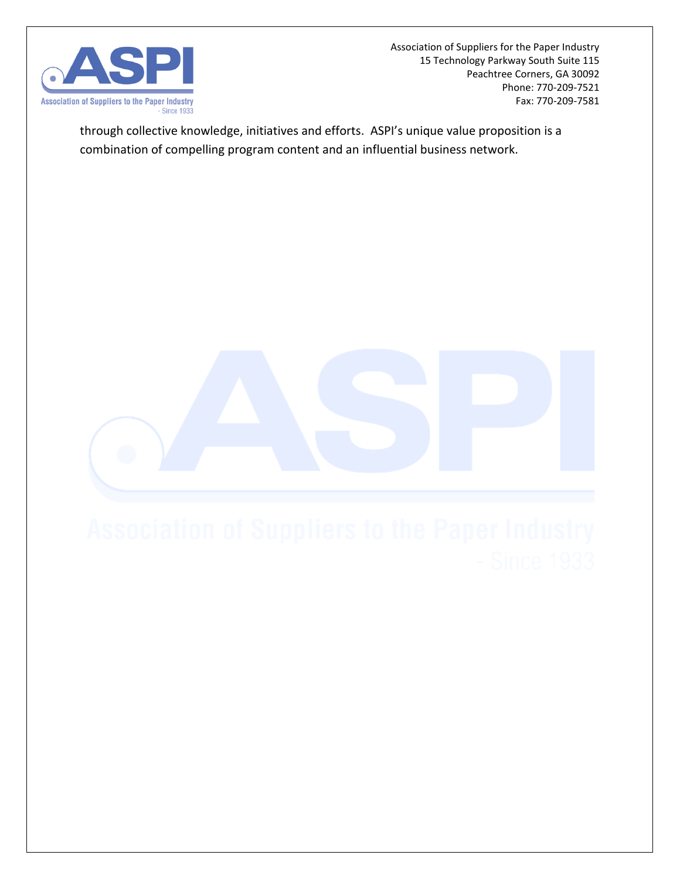through collective knowledge, initiatives and efforts. ASPI's unique value proposition is a combination of compelling program content and an influential business network.